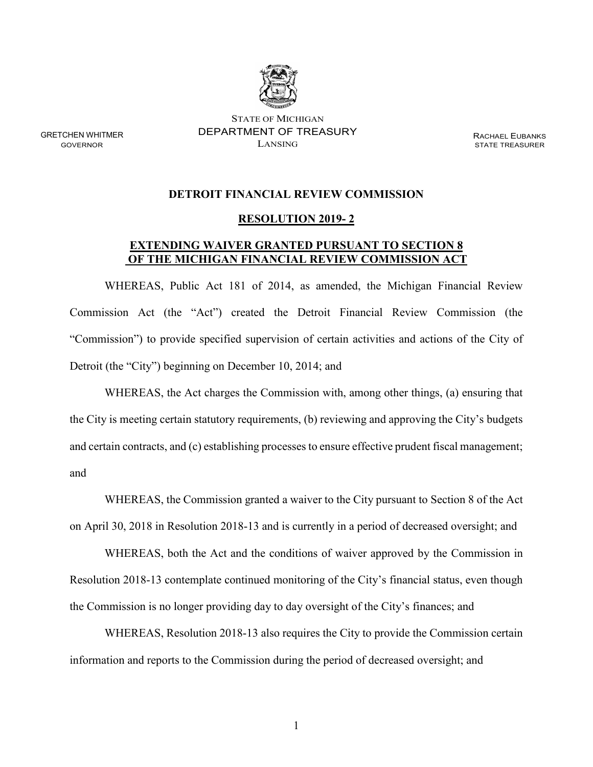STATE OF MICHIGAN
DEPARTMENT OF TREASURY
LANSING

GRETCHEN WHITMER
GOVERNOR

RACHAEL EUBANKS
STATE TREASURER

**DETROIT FINANCIAL REVIEW COMMISSION**

**RESOLUTION 2019- 2**

**EXTENDING WAIVER GRANTED PURSUANT TO SECTION 8 OF THE MICHIGAN FINANCIAL REVIEW COMMISSION ACT**

WHEREAS, Public Act 181 of 2014, as amended, the Michigan Financial Review Commission Act (the "Act") created the Detroit Financial Review Commission (the "Commission") to provide specified supervision of certain activities and actions of the City of Detroit (the "City") beginning on December 10, 2014; and

WHEREAS, the Act charges the Commission with, among other things, (a) ensuring that the City is meeting certain statutory requirements, (b) reviewing and approving the City's budgets and certain contracts, and (c) establishing processes to ensure effective prudent fiscal management; and

WHEREAS, the Commission granted a waiver to the City pursuant to Section 8 of the Act on April 30, 2018 in Resolution 2018-13 and is currently in a period of decreased oversight; and

WHEREAS, both the Act and the conditions of waiver approved by the Commission in Resolution 2018-13 contemplate continued monitoring of the City's financial status, even though the Commission is no longer providing day to day oversight of the City's finances; and

WHEREAS, Resolution 2018-13 also requires the City to provide the Commission certain information and reports to the Commission during the period of decreased oversight; and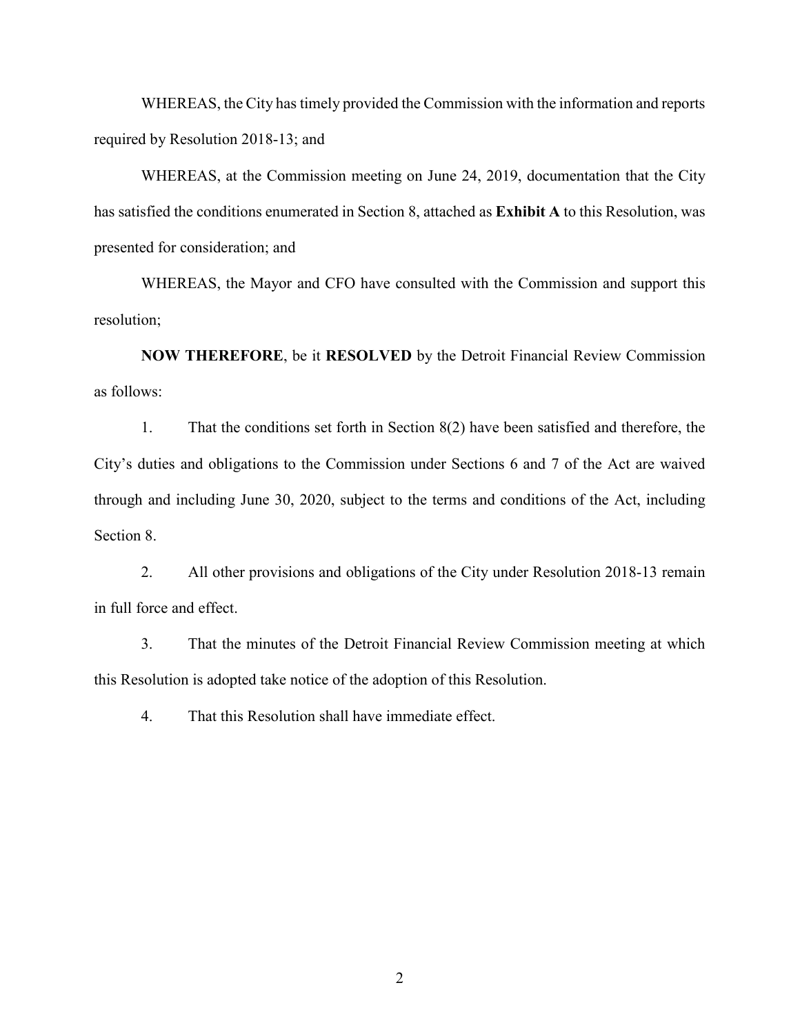WHEREAS, the City has timely provided the Commission with the information and reports required by Resolution 2018-13; and

WHEREAS, at the Commission meeting on June 24, 2019, documentation that the City has satisfied the conditions enumerated in Section 8, attached as **Exhibit A** to this Resolution, was presented for consideration; and

WHEREAS, the Mayor and CFO have consulted with the Commission and support this resolution;

**NOW THEREFORE**, be it **RESOLVED** by the Detroit Financial Review Commission as follows:

1. That the conditions set forth in Section 8(2) have been satisfied and therefore, the City's duties and obligations to the Commission under Sections 6 and 7 of the Act are waived through and including June 30, 2020, subject to the terms and conditions of the Act, including Section 8.

2. All other provisions and obligations of the City under Resolution 2018-13 remain in full force and effect.

3. That the minutes of the Detroit Financial Review Commission meeting at which this Resolution is adopted take notice of the adoption of this Resolution.

4. That this Resolution shall have immediate effect.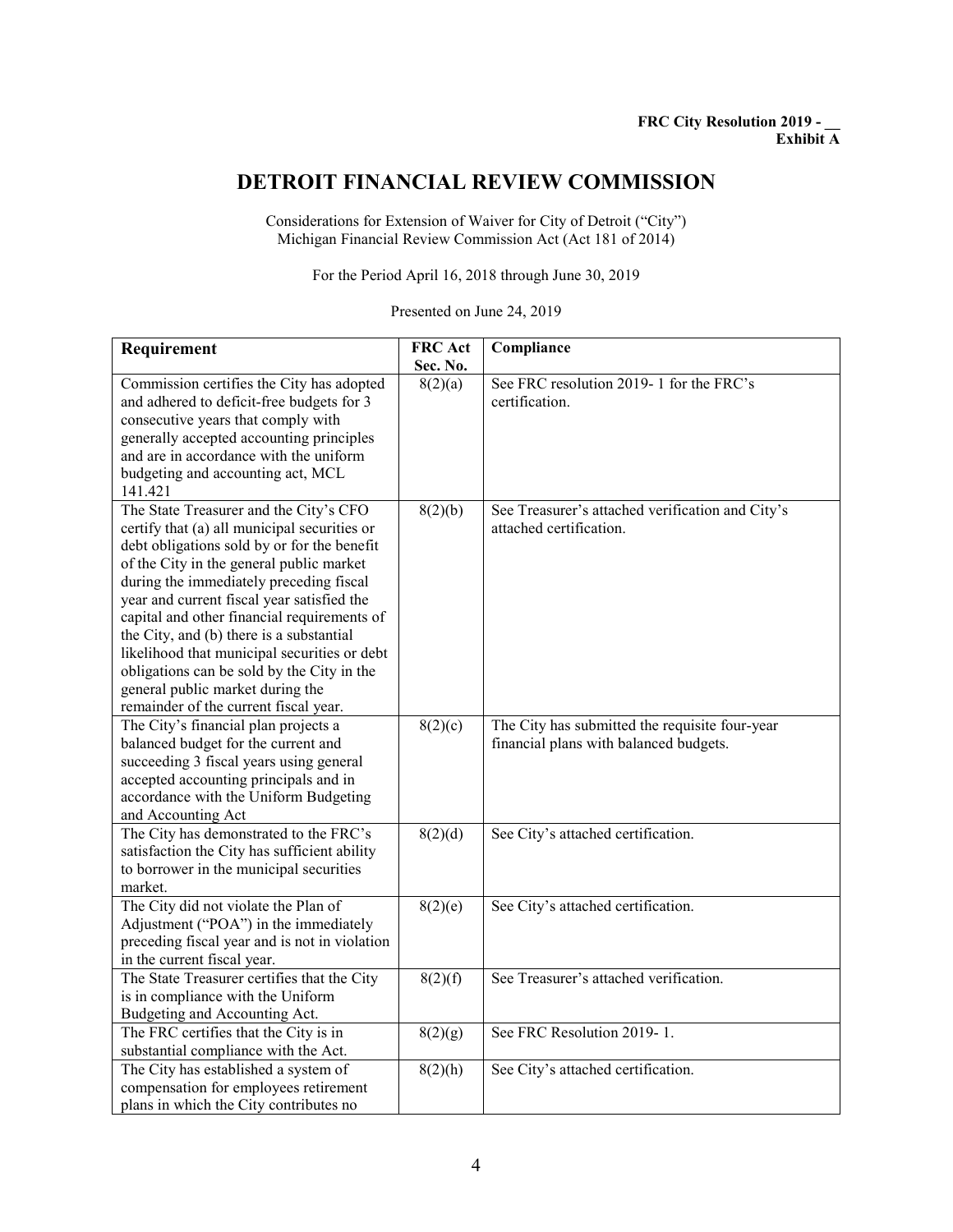**FRC City Resolution 2019 - \_\_**
**Exhibit A**

# DETROIT FINANCIAL REVIEW COMMISSION

Considerations for Extension of Waiver for City of Detroit ("City")
Michigan Financial Review Commission Act (Act 181 of 2014)

For the Period April 16, 2018 through June 30, 2019

Presented on June 24, 2019

| Requirement | FRC Act Sec. No. | Compliance |
|---|---|---|
| Commission certifies the City has adopted and adhered to deficit-free budgets for 3 consecutive years that comply with generally accepted accounting principles and are in accordance with the uniform budgeting and accounting act, MCL 141.421 | 8(2)(a) | See FRC resolution 2019- 1 for the FRC's certification. |
| The State Treasurer and the City's CFO certify that (a) all municipal securities or debt obligations sold by or for the benefit of the City in the general public market during the immediately preceding fiscal year and current fiscal year satisfied the capital and other financial requirements of the City, and (b) there is a substantial likelihood that municipal securities or debt obligations can be sold by the City in the general public market during the remainder of the current fiscal year. | 8(2)(b) | See Treasurer's attached verification and City's attached certification. |
| The City's financial plan projects a balanced budget for the current and succeeding 3 fiscal years using general accepted accounting principals and in accordance with the Uniform Budgeting and Accounting Act | 8(2)(c) | The City has submitted the requisite four-year financial plans with balanced budgets. |
| The City has demonstrated to the FRC's satisfaction the City has sufficient ability to borrower in the municipal securities market. | 8(2)(d) | See City's attached certification. |
| The City did not violate the Plan of Adjustment ("POA") in the immediately preceding fiscal year and is not in violation in the current fiscal year. | 8(2)(e) | See City's attached certification. |
| The State Treasurer certifies that the City is in compliance with the Uniform Budgeting and Accounting Act. | 8(2)(f) | See Treasurer's attached verification. |
| The FRC certifies that the City is in substantial compliance with the Act. | 8(2)(g) | See FRC Resolution 2019- 1. |
| The City has established a system of compensation for employees retirement plans in which the City contributes no | 8(2)(h) | See City's attached certification. |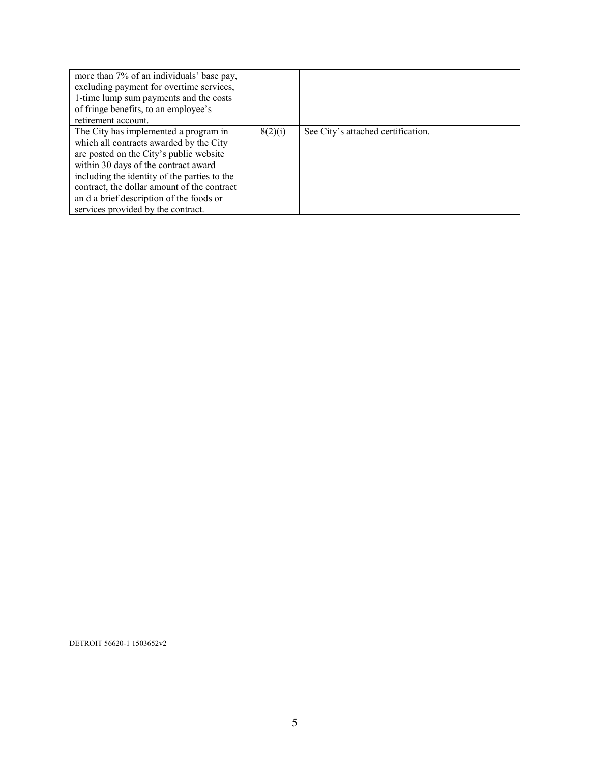| | | |
|---|---|---|
| more than 7% of an individuals' base pay, excluding payment for overtime services, 1-time lump sum payments and the costs of fringe benefits, to an employee's retirement account. | | |
| The City has implemented a program in which all contracts awarded by the City are posted on the City's public website within 30 days of the contract award including the identity of the parties to the contract, the dollar amount of the contract an d a brief description of the foods or services provided by the contract. | 8(2)(i) | See City's attached certification. |

DETROIT 56620-1 1503652v2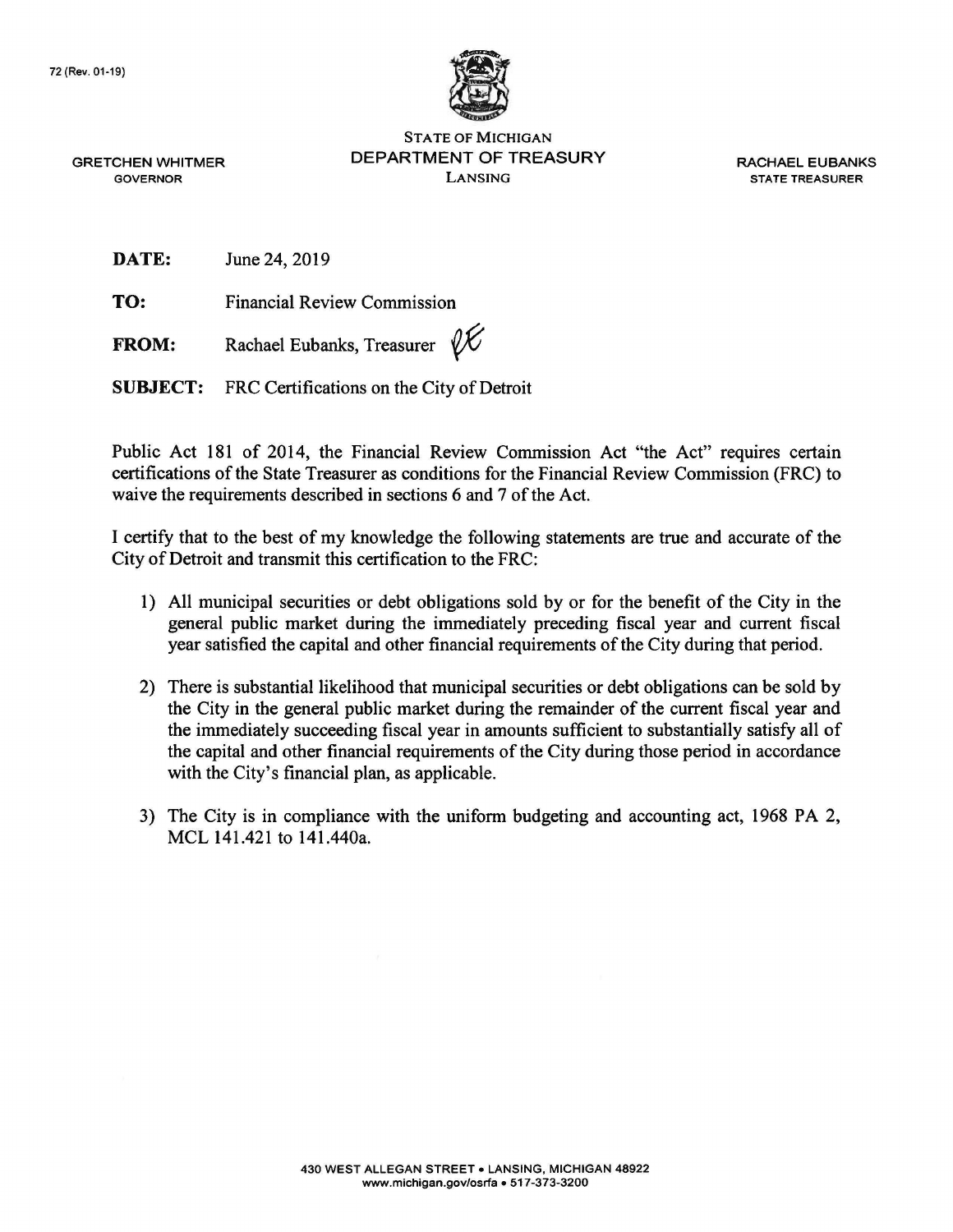72 (Rev. 01-19)

GRETCHEN WHITMER
GOVERNOR

STATE OF MICHIGAN
DEPARTMENT OF TREASURY
LANSING

RACHAEL EUBANKS
STATE TREASURER

**DATE:** June 24, 2019

**TO:** Financial Review Commission

**FROM:** Rachael Eubanks, Treasurer

**SUBJECT:** FRC Certifications on the City of Detroit

Public Act 181 of 2014, the Financial Review Commission Act "the Act" requires certain certifications of the State Treasurer as conditions for the Financial Review Commission (FRC) to waive the requirements described in sections 6 and 7 of the Act.

I certify that to the best of my knowledge the following statements are true and accurate of the City of Detroit and transmit this certification to the FRC:

1) All municipal securities or debt obligations sold by or for the benefit of the City in the general public market during the immediately preceding fiscal year and current fiscal year satisfied the capital and other financial requirements of the City during that period.

2) There is substantial likelihood that municipal securities or debt obligations can be sold by the City in the general public market during the remainder of the current fiscal year and the immediately succeeding fiscal year in amounts sufficient to substantially satisfy all of the capital and other financial requirements of the City during those period in accordance with the City's financial plan, as applicable.

3) The City is in compliance with the uniform budgeting and accounting act, 1968 PA 2, MCL 141.421 to 141.440a.

430 WEST ALLEGAN STREET • LANSING, MICHIGAN 48922
www.michigan.gov/osrfa • 517-373-3200